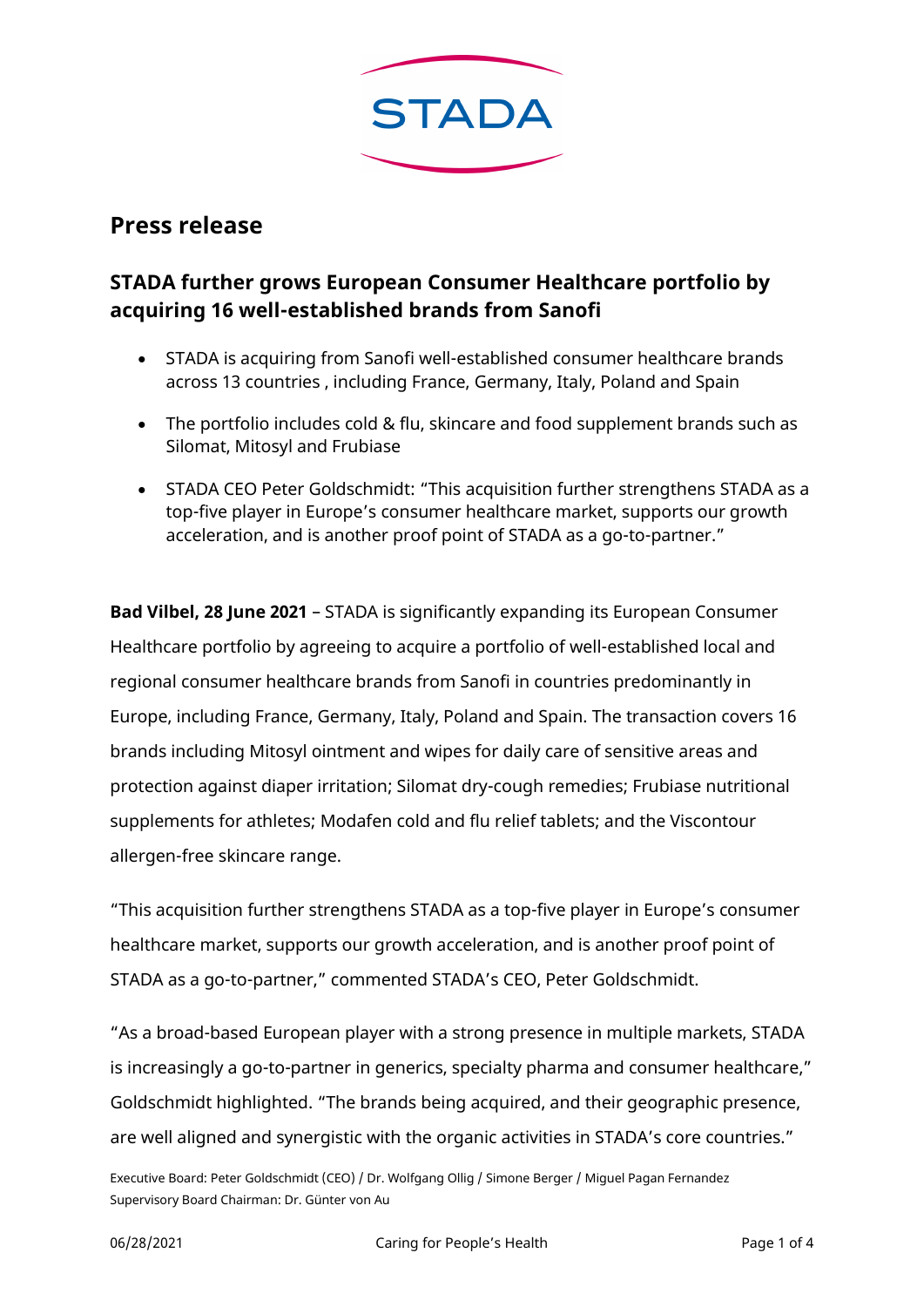# Press release

## STADA further grows European Consumer Healthcare portfolio by acquiring 16 well-established brands from Sanofi

- STADA is acquiring from Sanofi well-established consumer healthcare brands across 13 countries , including France, Germany, Italy, Poland and Spain
- The portfolio includes cold & flu, skincare and food supplement brands such as Silomat, Mitosyl and Frubiase
- STADA CEO Peter Goldschmidt: "This acquisition further strengthens STADA as a top-five player in Europe's consumer healthcare market, supports our growth acceleration, and is another proof point of STADA as a go-to-partner."

**Bad Vilbel, 28 June 2021** – STADA is significantly expanding its European Consumer Healthcare portfolio by agreeing to acquire a portfolio of well-established local and regional consumer healthcare brands from Sanofi in countries predominantly in Europe, including France, Germany, Italy, Poland and Spain. The transaction covers 16 brands including Mitosyl ointment and wipes for daily care of sensitive areas and protection against diaper irritation; Silomat dry-cough remedies; Frubiase nutritional supplements for athletes; Modafen cold and flu relief tablets; and the Viscontour allergen-free skincare range.

"This acquisition further strengthens STADA as a top-five player in Europe's consumer healthcare market, supports our growth acceleration, and is another proof point of STADA as a go-to-partner," commented STADA's CEO, Peter Goldschmidt.

"As a broad-based European player with a strong presence in multiple markets, STADA is increasingly a go-to-partner in generics, specialty pharma and consumer healthcare," Goldschmidt highlighted. "The brands being acquired, and their geographic presence, are well aligned and synergistic with the organic activities in STADA's core countries."

Executive Board: Peter Goldschmidt (CEO) / Dr. Wolfgang Ollig / Simone Berger / Miguel Pagan Fernandez
Supervisory Board Chairman: Dr. Günter von Au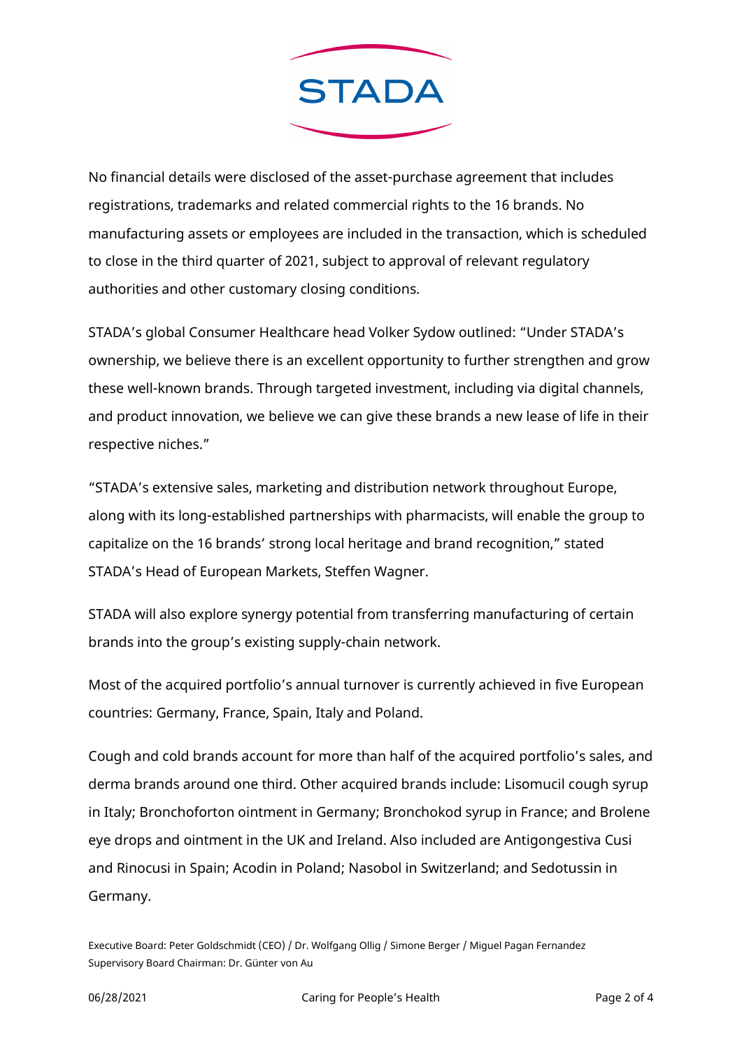No financial details were disclosed of the asset-purchase agreement that includes registrations, trademarks and related commercial rights to the 16 brands. No manufacturing assets or employees are included in the transaction, which is scheduled to close in the third quarter of 2021, subject to approval of relevant regulatory authorities and other customary closing conditions.

STADA's global Consumer Healthcare head Volker Sydow outlined: "Under STADA's ownership, we believe there is an excellent opportunity to further strengthen and grow these well-known brands. Through targeted investment, including via digital channels, and product innovation, we believe we can give these brands a new lease of life in their respective niches."

"STADA's extensive sales, marketing and distribution network throughout Europe, along with its long-established partnerships with pharmacists, will enable the group to capitalize on the 16 brands' strong local heritage and brand recognition," stated STADA's Head of European Markets, Steffen Wagner.

STADA will also explore synergy potential from transferring manufacturing of certain brands into the group's existing supply-chain network.

Most of the acquired portfolio's annual turnover is currently achieved in five European countries: Germany, France, Spain, Italy and Poland.

Cough and cold brands account for more than half of the acquired portfolio's sales, and derma brands around one third. Other acquired brands include: Lisomucil cough syrup in Italy; Bronchoforton ointment in Germany; Bronchokod syrup in France; and Brolene eye drops and ointment in the UK and Ireland. Also included are Antigongestiva Cusi and Rinocusi in Spain; Acodin in Poland; Nasobol in Switzerland; and Sedotussin in Germany.

Executive Board: Peter Goldschmidt (CEO) / Dr. Wolfgang Ollig / Simone Berger / Miguel Pagan Fernandez
Supervisory Board Chairman: Dr. Günter von Au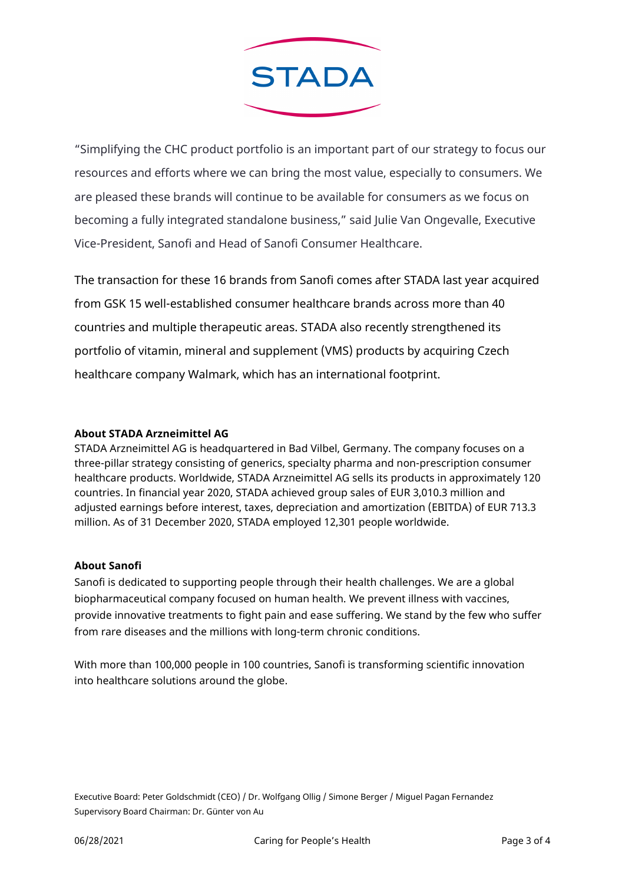"Simplifying the CHC product portfolio is an important part of our strategy to focus our resources and efforts where we can bring the most value, especially to consumers. We are pleased these brands will continue to be available for consumers as we focus on becoming a fully integrated standalone business," said Julie Van Ongevalle, Executive Vice-President, Sanofi and Head of Sanofi Consumer Healthcare.

The transaction for these 16 brands from Sanofi comes after STADA last year acquired from GSK 15 well-established consumer healthcare brands across more than 40 countries and multiple therapeutic areas. STADA also recently strengthened its portfolio of vitamin, mineral and supplement (VMS) products by acquiring Czech healthcare company Walmark, which has an international footprint.

**About STADA Arzneimittel AG**
STADA Arzneimittel AG is headquartered in Bad Vilbel, Germany. The company focuses on a three-pillar strategy consisting of generics, specialty pharma and non-prescription consumer healthcare products. Worldwide, STADA Arzneimittel AG sells its products in approximately 120 countries. In financial year 2020, STADA achieved group sales of EUR 3,010.3 million and adjusted earnings before interest, taxes, depreciation and amortization (EBITDA) of EUR 713.3 million. As of 31 December 2020, STADA employed 12,301 people worldwide.

**About Sanofi**
Sanofi is dedicated to supporting people through their health challenges. We are a global biopharmaceutical company focused on human health. We prevent illness with vaccines, provide innovative treatments to fight pain and ease suffering. We stand by the few who suffer from rare diseases and the millions with long-term chronic conditions.

With more than 100,000 people in 100 countries, Sanofi is transforming scientific innovation into healthcare solutions around the globe.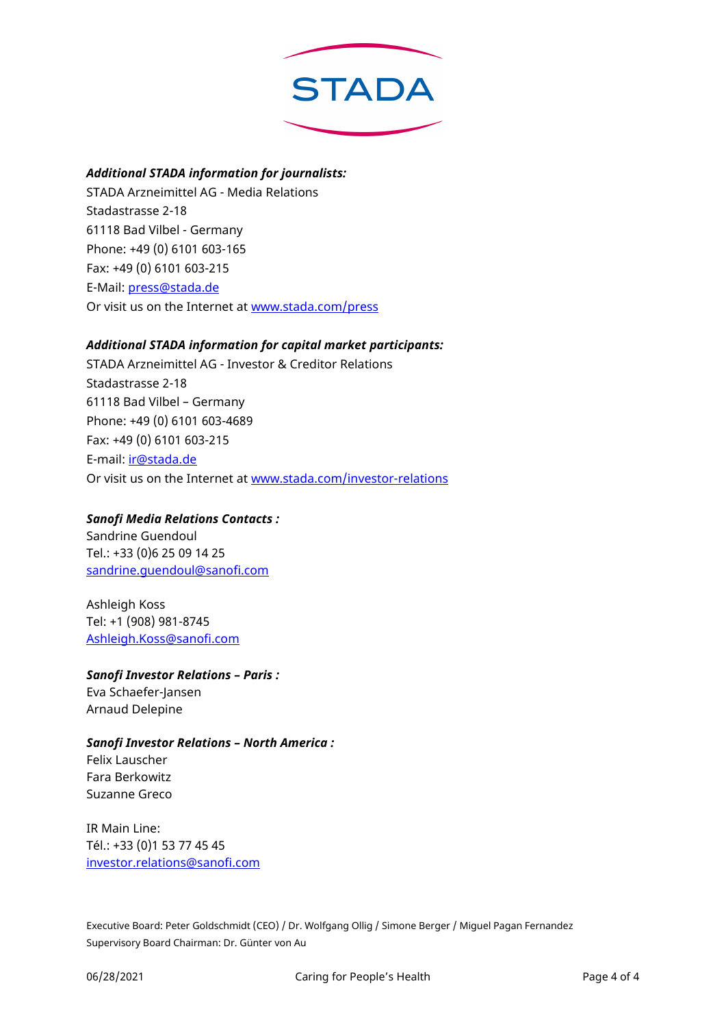STADA

***Additional STADA information for journalists:***
STADA Arzneimittel AG - Media Relations
Stadastrasse 2-18
61118 Bad Vilbel - Germany
Phone: +49 (0) 6101 603-165
Fax: +49 (0) 6101 603-215
E-Mail: press@stada.de
Or visit us on the Internet at www.stada.com/press

***Additional STADA information for capital market participants:***
STADA Arzneimittel AG - Investor & Creditor Relations
Stadastrasse 2-18
61118 Bad Vilbel – Germany
Phone: +49 (0) 6101 603-4689
Fax: +49 (0) 6101 603-215
E-mail: ir@stada.de
Or visit us on the Internet at www.stada.com/investor-relations

***Sanofi Media Relations Contacts :***
Sandrine Guendoul
Tel.: +33 (0)6 25 09 14 25
sandrine.guendoul@sanofi.com

Ashleigh Koss
Tel: +1 (908) 981-8745
Ashleigh.Koss@sanofi.com

***Sanofi Investor Relations – Paris :***
Eva Schaefer-Jansen
Arnaud Delepine

***Sanofi Investor Relations – North America :***
Felix Lauscher
Fara Berkowitz
Suzanne Greco

IR Main Line:
Tél.: +33 (0)1 53 77 45 45
investor.relations@sanofi.com

Executive Board: Peter Goldschmidt (CEO) / Dr. Wolfgang Ollig / Simone Berger / Miguel Pagan Fernandez
Supervisory Board Chairman: Dr. Günter von Au